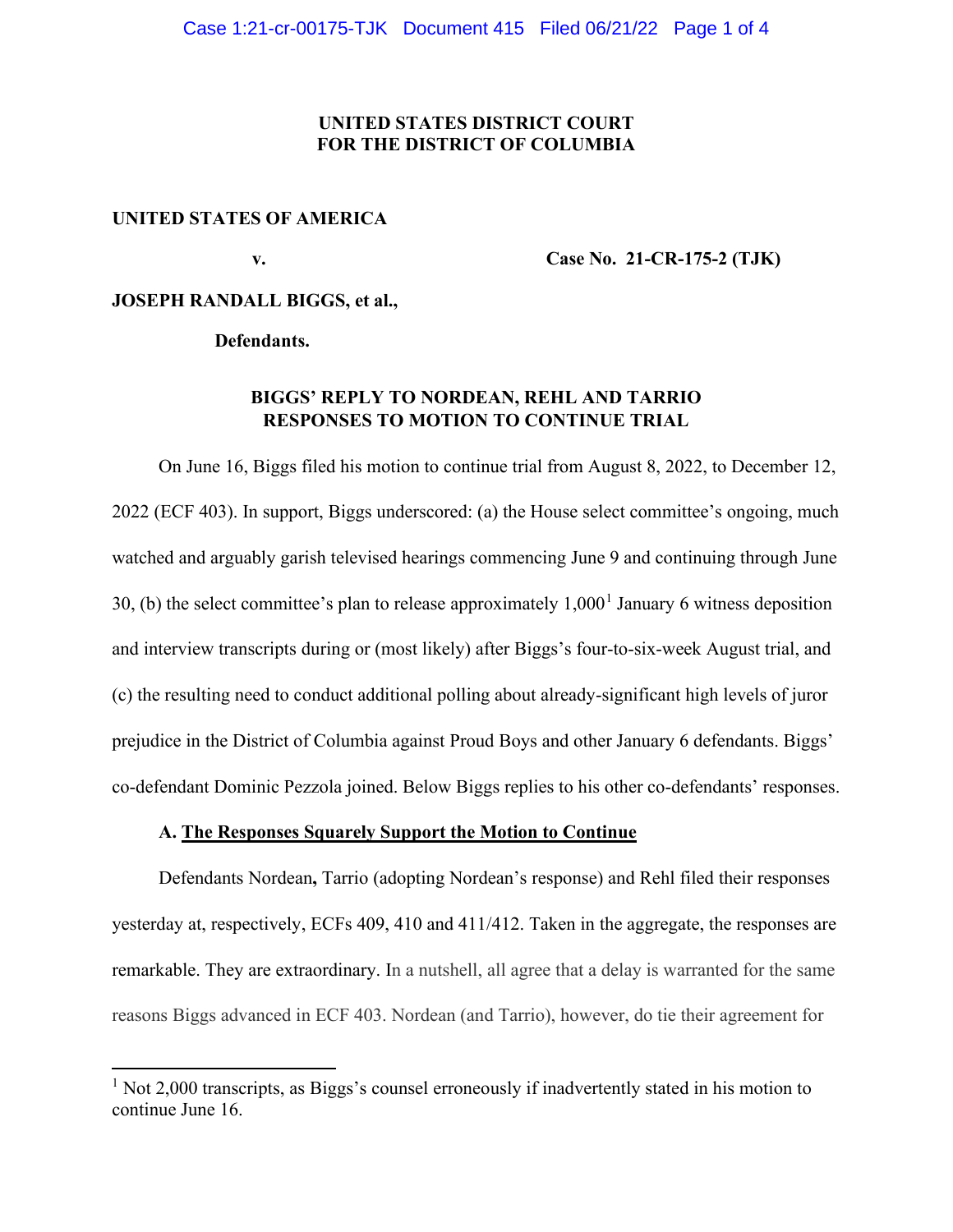**UNITED STATES DISTRICT COURT**
**FOR THE DISTRICT OF COLUMBIA**

**UNITED STATES OF AMERICA**

**v.** **Case No. 21-CR-175-2 (TJK)**

**JOSEPH RANDALL BIGGS, et al.,**

**Defendants.**

**BIGGS' REPLY TO NORDEAN, REHL AND TARRIO RESPONSES TO MOTION TO CONTINUE TRIAL**

On June 16, Biggs filed his motion to continue trial from August 8, 2022, to December 12, 2022 (ECF 403). In support, Biggs underscored: (a) the House select committee's ongoing, much watched and arguably garish televised hearings commencing June 9 and continuing through June 30, (b) the select committee's plan to release approximately 1,000[1] January 6 witness deposition and interview transcripts during or (most likely) after Biggs's four-to-six-week August trial, and (c) the resulting need to conduct additional polling about already-significant high levels of juror prejudice in the District of Columbia against Proud Boys and other January 6 defendants. Biggs' co-defendant Dominic Pezzola joined. Below Biggs replies to his other co-defendants' responses.

**A. <u>The Responses Squarely Support the Motion to Continue</u>**

Defendants Nordean**,** Tarrio (adopting Nordean's response) and Rehl filed their responses yesterday at, respectively, ECFs 409, 410 and 411/412. Taken in the aggregate, the responses are remarkable. They are extraordinary. In a nutshell, all agree that a delay is warranted for the same reasons Biggs advanced in ECF 403. Nordean (and Tarrio), however, do tie their agreement for

[1] Not 2,000 transcripts, as Biggs's counsel erroneously if inadvertently stated in his motion to continue June 16.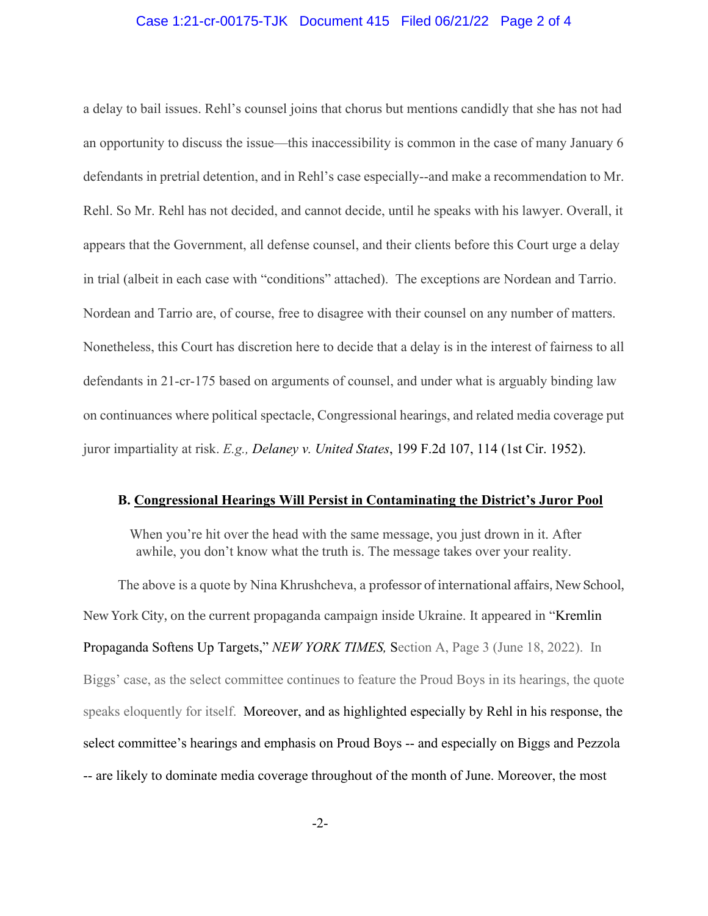a delay to bail issues. Rehl's counsel joins that chorus but mentions candidly that she has not had an opportunity to discuss the issue—this inaccessibility is common in the case of many January 6 defendants in pretrial detention, and in Rehl's case especially--and make a recommendation to Mr. Rehl. So Mr. Rehl has not decided, and cannot decide, until he speaks with his lawyer. Overall, it appears that the Government, all defense counsel, and their clients before this Court urge a delay in trial (albeit in each case with "conditions" attached). The exceptions are Nordean and Tarrio. Nordean and Tarrio are, of course, free to disagree with their counsel on any number of matters. Nonetheless, this Court has discretion here to decide that a delay is in the interest of fairness to all defendants in 21-cr-175 based on arguments of counsel, and under what is arguably binding law on continuances where political spectacle, Congressional hearings, and related media coverage put juror impartiality at risk. *E.g., Delaney v. United States*, 199 F.2d 107, 114 (1st Cir. 1952).

**B. <u>Congressional Hearings Will Persist in Contaminating the District's Juror Pool</u>**

> When you're hit over the head with the same message, you just drown in it. After awhile, you don't know what the truth is. The message takes over your reality.

The above is a quote by Nina Khrushcheva, a professor of international affairs, New School, New York City, on the current propaganda campaign inside Ukraine. It appeared in "Kremlin Propaganda Softens Up Targets," *NEW YORK TIMES,* Section A, Page 3 (June 18, 2022). In Biggs' case, as the select committee continues to feature the Proud Boys in its hearings, the quote speaks eloquently for itself. Moreover, and as highlighted especially by Rehl in his response, the select committee's hearings and emphasis on Proud Boys -- and especially on Biggs and Pezzola -- are likely to dominate media coverage throughout of the month of June. Moreover, the most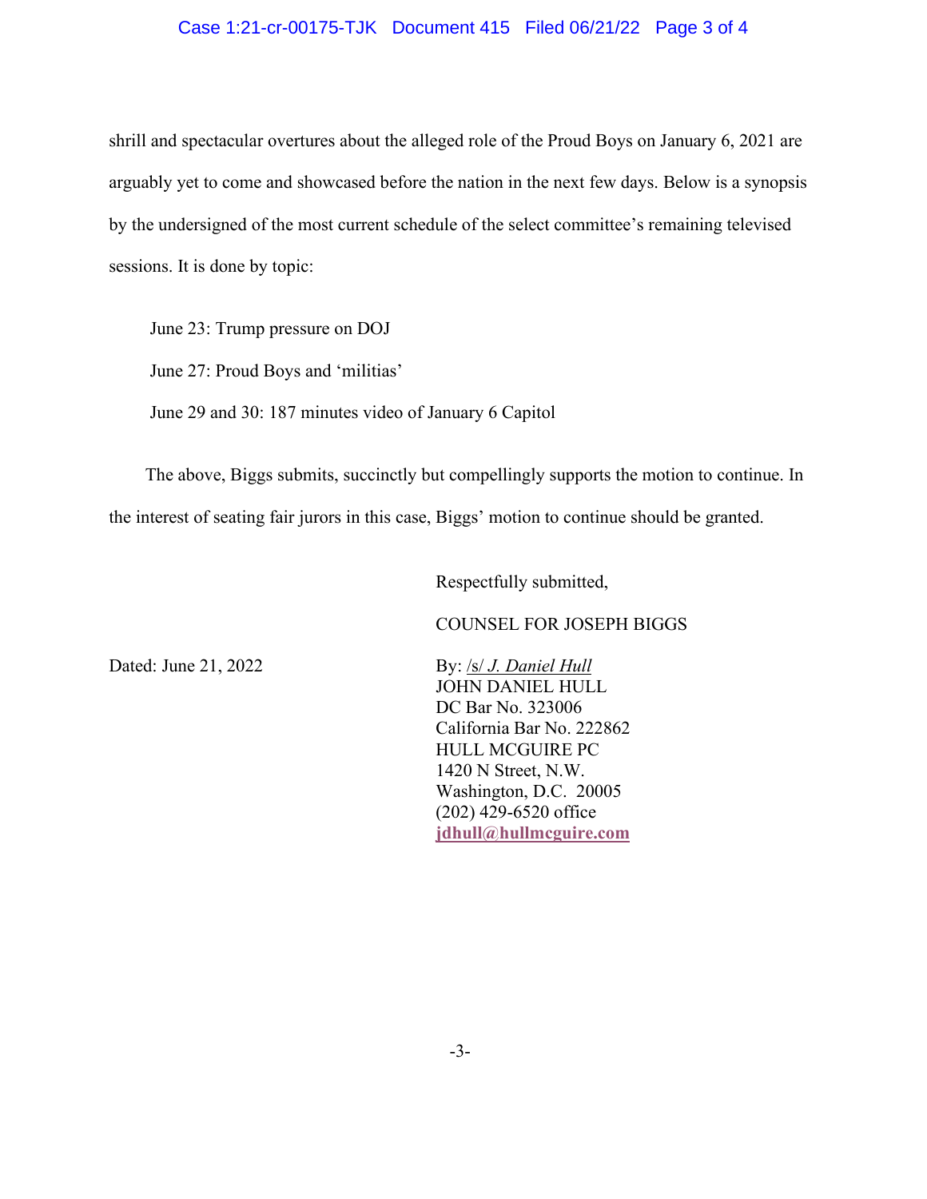shrill and spectacular overtures about the alleged role of the Proud Boys on January 6, 2021 are arguably yet to come and showcased before the nation in the next few days. Below is a synopsis by the undersigned of the most current schedule of the select committee's remaining televised sessions. It is done by topic:

June 23: Trump pressure on DOJ

June 27: Proud Boys and 'militias'

June 29 and 30: 187 minutes video of January 6 Capitol

The above, Biggs submits, succinctly but compellingly supports the motion to continue. In the interest of seating fair jurors in this case, Biggs' motion to continue should be granted.

Respectfully submitted,

COUNSEL FOR JOSEPH BIGGS

Dated: June 21, 2022

By: /s/ *J. Daniel Hull*
JOHN DANIEL HULL
DC Bar No. 323006
California Bar No. 222862
HULL MCGUIRE PC
1420 N Street, N.W.
Washington, D.C. 20005
(202) 429-6520 office
**jdhull@hullmcguire.com**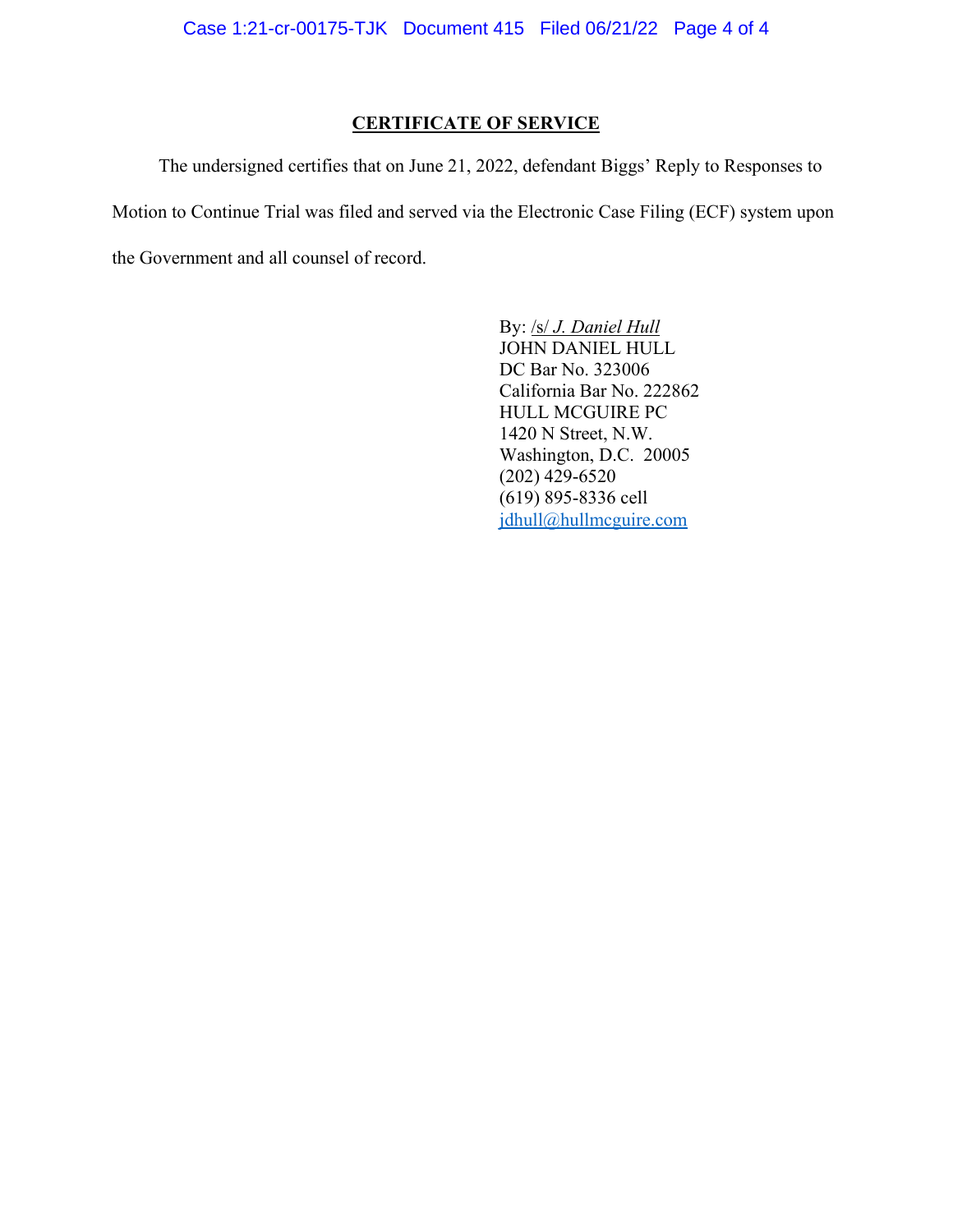## **CERTIFICATE OF SERVICE**

The undersigned certifies that on June 21, 2022, defendant Biggs' Reply to Responses to Motion to Continue Trial was filed and served via the Electronic Case Filing (ECF) system upon the Government and all counsel of record.

By: /s/ *J. Daniel Hull*
JOHN DANIEL HULL
DC Bar No. 323006
California Bar No. 222862
HULL MCGUIRE PC
1420 N Street, N.W.
Washington, D.C. 20005
(202) 429-6520
(619) 895-8336 cell
jdhull@hullmcguire.com